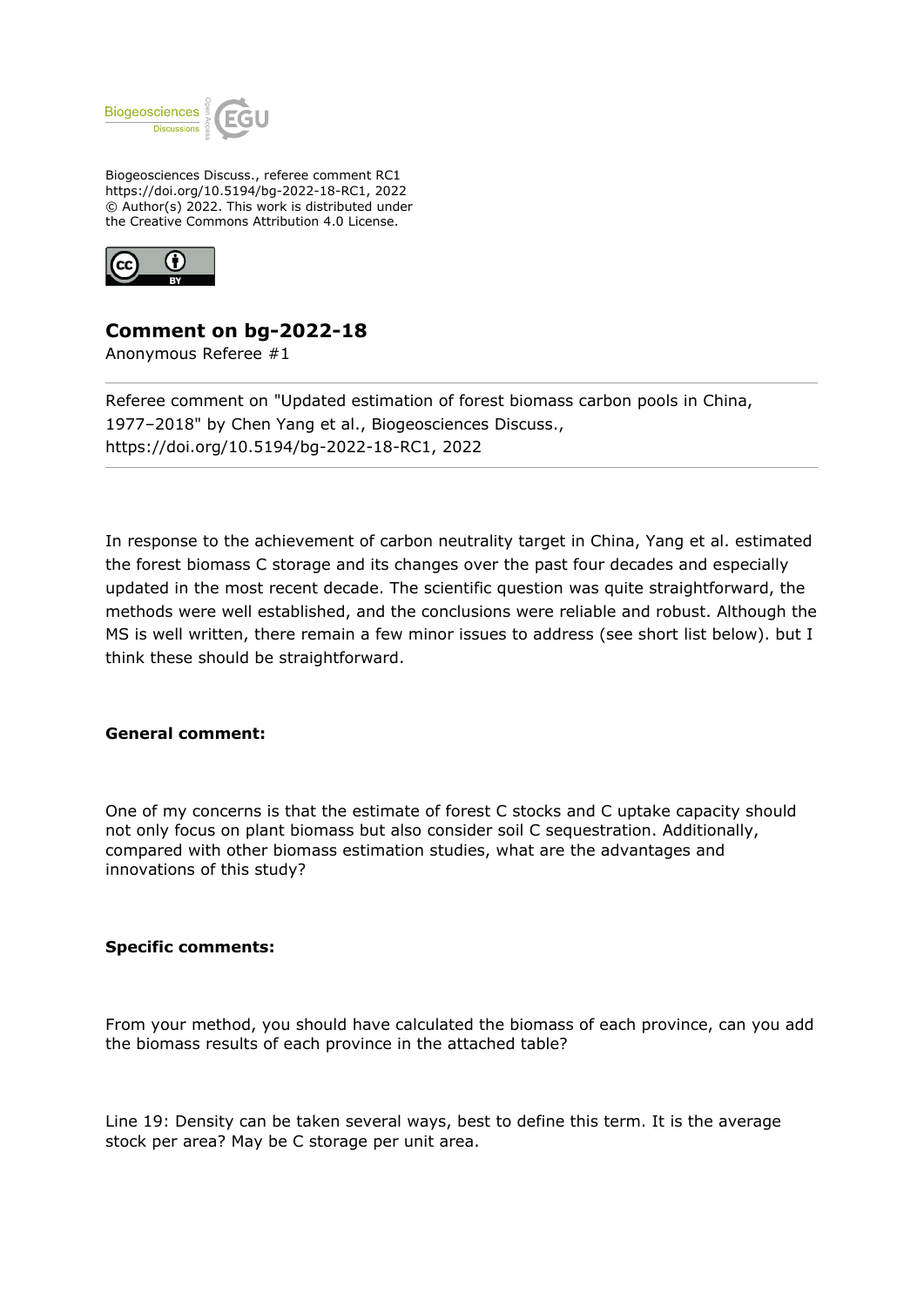Biogeosciences Discuss., referee comment RC1
https://doi.org/10.5194/bg-2022-18-RC1, 2022
© Author(s) 2022. This work is distributed under
the Creative Commons Attribution 4.0 License.

## Comment on bg-2022-18

Anonymous Referee #1

---

Referee comment on "Updated estimation of forest biomass carbon pools in China, 1977–2018" by Chen Yang et al., Biogeosciences Discuss., https://doi.org/10.5194/bg-2022-18-RC1, 2022

---

In response to the achievement of carbon neutrality target in China, Yang et al. estimated the forest biomass C storage and its changes over the past four decades and especially updated in the most recent decade. The scientific question was quite straightforward, the methods were well established, and the conclusions were reliable and robust. Although the MS is well written, there remain a few minor issues to address (see short list below). but I think these should be straightforward.

**General comment:**

One of my concerns is that the estimate of forest C stocks and C uptake capacity should not only focus on plant biomass but also consider soil C sequestration. Additionally, compared with other biomass estimation studies, what are the advantages and innovations of this study?

**Specific comments:**

From your method, you should have calculated the biomass of each province, can you add the biomass results of each province in the attached table?

Line 19: Density can be taken several ways, best to define this term. It is the average stock per area? May be C storage per unit area.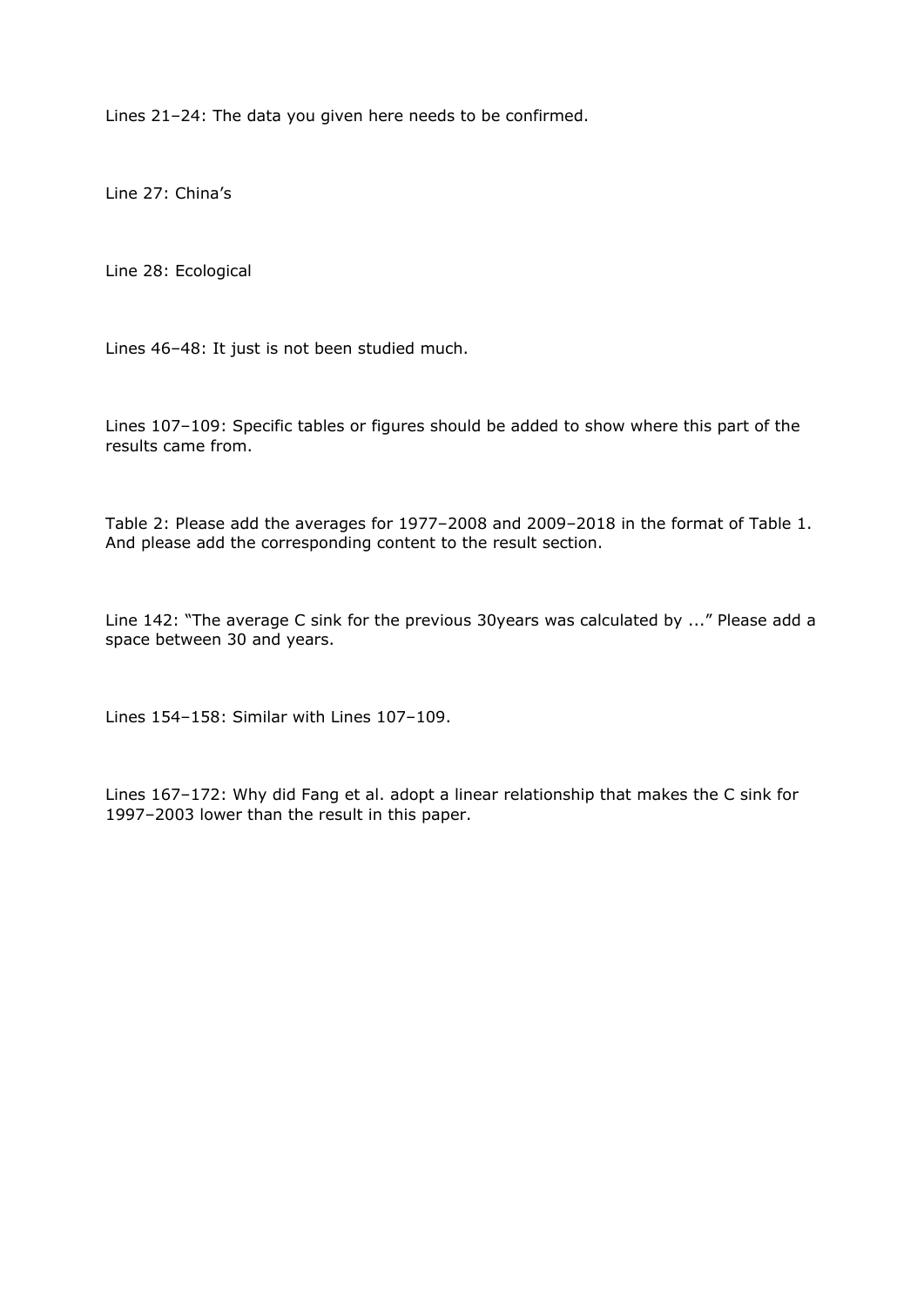Lines 21–24: The data you given here needs to be confirmed.

Line 27: China's

Line 28: Ecological

Lines 46–48: It just is not been studied much.

Lines 107–109: Specific tables or figures should be added to show where this part of the results came from.

Table 2: Please add the averages for 1977–2008 and 2009–2018 in the format of Table 1. And please add the corresponding content to the result section.

Line 142: "The average C sink for the previous 30years was calculated by ..." Please add a space between 30 and years.

Lines 154–158: Similar with Lines 107–109.

Lines 167–172: Why did Fang et al. adopt a linear relationship that makes the C sink for 1997–2003 lower than the result in this paper.